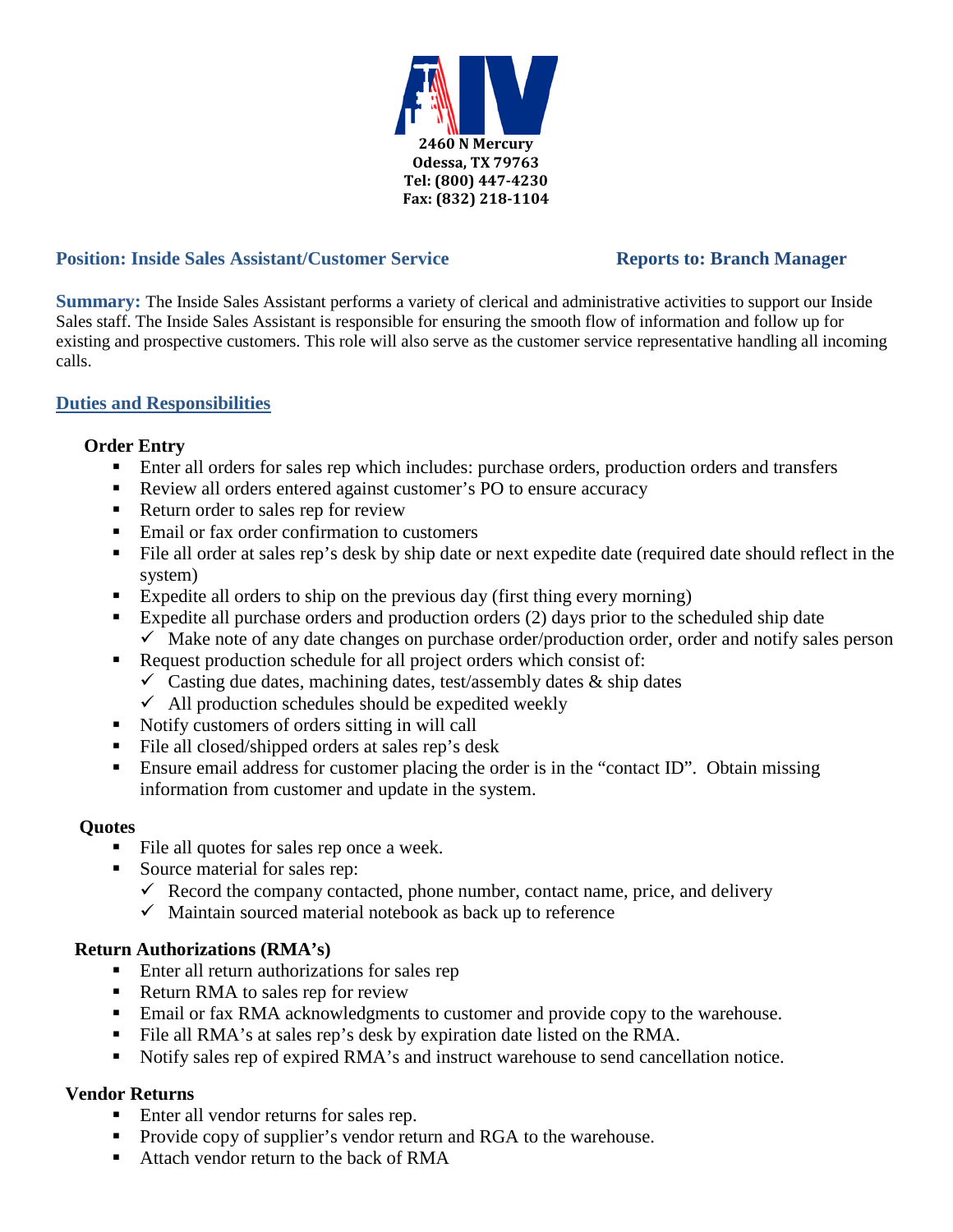2460 N Mercury
Odessa, TX 79763
Tel: (800) 447-4230
Fax: (832) 218-1104

**Position: Inside Sales Assistant/Customer Service** **Reports to: Branch Manager**

**Summary:** The Inside Sales Assistant performs a variety of clerical and administrative activities to support our Inside Sales staff. The Inside Sales Assistant is responsible for ensuring the smooth flow of information and follow up for existing and prospective customers. This role will also serve as the customer service representative handling all incoming calls.

## Duties and Responsibilities

### Order Entry

- Enter all orders for sales rep which includes: purchase orders, production orders and transfers
- Review all orders entered against customer's PO to ensure accuracy
- Return order to sales rep for review
- Email or fax order confirmation to customers
- File all order at sales rep's desk by ship date or next expedite date (required date should reflect in the system)
- Expedite all orders to ship on the previous day (first thing every morning)
- Expedite all purchase orders and production orders (2) days prior to the scheduled ship date
  - ✓ Make note of any date changes on purchase order/production order, order and notify sales person
- Request production schedule for all project orders which consist of:
  - ✓ Casting due dates, machining dates, test/assembly dates & ship dates
  - ✓ All production schedules should be expedited weekly
- Notify customers of orders sitting in will call
- File all closed/shipped orders at sales rep's desk
- Ensure email address for customer placing the order is in the "contact ID". Obtain missing information from customer and update in the system.

### Quotes

- File all quotes for sales rep once a week.
- Source material for sales rep:
  - ✓ Record the company contacted, phone number, contact name, price, and delivery
  - ✓ Maintain sourced material notebook as back up to reference

### Return Authorizations (RMA's)

- Enter all return authorizations for sales rep
- Return RMA to sales rep for review
- Email or fax RMA acknowledgments to customer and provide copy to the warehouse.
- File all RMA's at sales rep's desk by expiration date listed on the RMA.
- Notify sales rep of expired RMA's and instruct warehouse to send cancellation notice.

### Vendor Returns

- Enter all vendor returns for sales rep.
- Provide copy of supplier's vendor return and RGA to the warehouse.
- Attach vendor return to the back of RMA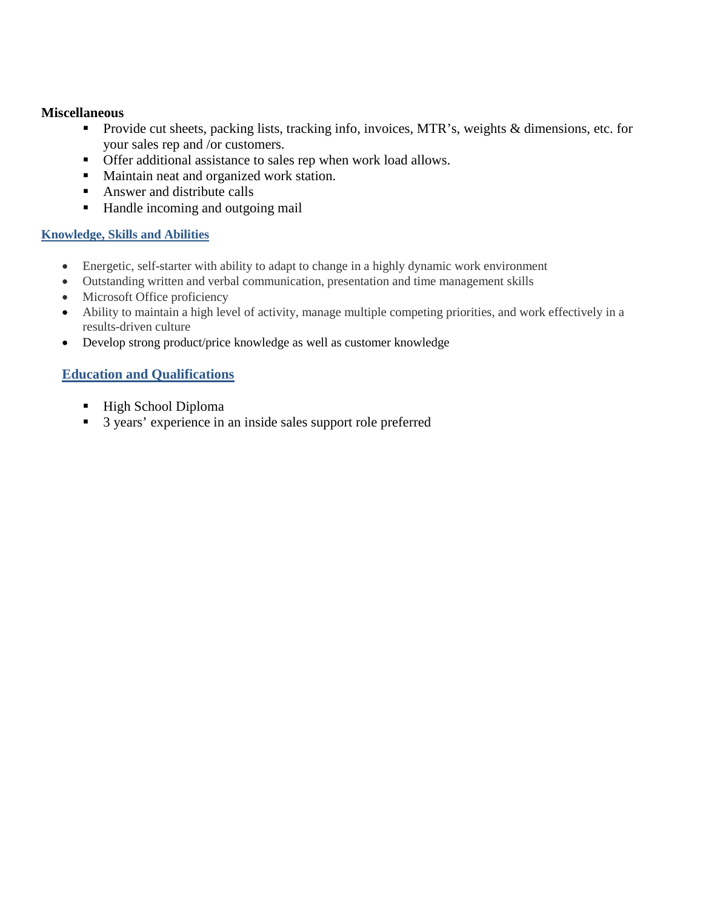**Miscellaneous**

- Provide cut sheets, packing lists, tracking info, invoices, MTR's, weights & dimensions, etc. for your sales rep and /or customers.
- Offer additional assistance to sales rep when work load allows.
- Maintain neat and organized work station.
- Answer and distribute calls
- Handle incoming and outgoing mail

## Knowledge, Skills and Abilities

- Energetic, self-starter with ability to adapt to change in a highly dynamic work environment
- Outstanding written and verbal communication, presentation and time management skills
- Microsoft Office proficiency
- Ability to maintain a high level of activity, manage multiple competing priorities, and work effectively in a results-driven culture
- Develop strong product/price knowledge as well as customer knowledge

## Education and Qualifications

- High School Diploma
- 3 years' experience in an inside sales support role preferred